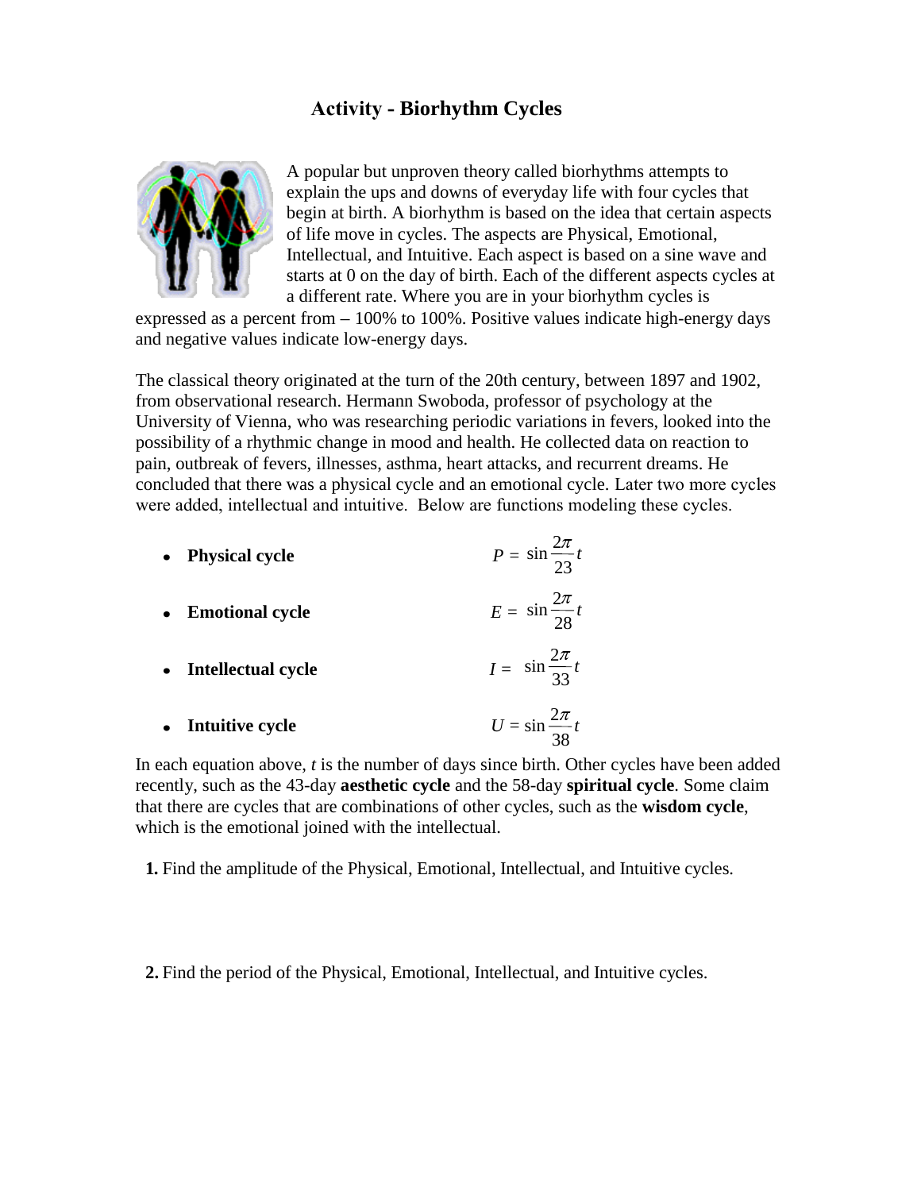# Activity - Biorhythm Cycles

A popular but unproven theory called biorhythms attempts to explain the ups and downs of everyday life with four cycles that begin at birth. A biorhythm is based on the idea that certain aspects of life move in cycles. The aspects are Physical, Emotional, Intellectual, and Intuitive. Each aspect is based on a sine wave and starts at 0 on the day of birth. Each of the different aspects cycles at a different rate. Where you are in your biorhythm cycles is expressed as a percent from – 100% to 100%. Positive values indicate high-energy days and negative values indicate low-energy days.

The classical theory originated at the turn of the 20th century, between 1897 and 1902, from observational research. Hermann Swoboda, professor of psychology at the University of Vienna, who was researching periodic variations in fevers, looked into the possibility of a rhythmic change in mood and health. He collected data on reaction to pain, outbreak of fevers, illnesses, asthma, heart attacks, and recurrent dreams. He concluded that there was a physical cycle and an emotional cycle. Later two more cycles were added, intellectual and intuitive. Below are functions modeling these cycles.

- **Physical cycle** $P = \sin\frac{2\pi}{23}t$
- **Emotional cycle** $E = \sin\frac{2\pi}{28}t$
- **Intellectual cycle** $I = \sin\frac{2\pi}{33}t$
- **Intuitive cycle** $U = \sin\frac{2\pi}{38}t$

In each equation above, $t$ is the number of days since birth. Other cycles have been added recently, such as the 43-day **aesthetic cycle** and the 58-day **spiritual cycle**. Some claim that there are cycles that are combinations of other cycles, such as the **wisdom cycle**, which is the emotional joined with the intellectual.

**1.** Find the amplitude of the Physical, Emotional, Intellectual, and Intuitive cycles.

**2.** Find the period of the Physical, Emotional, Intellectual, and Intuitive cycles.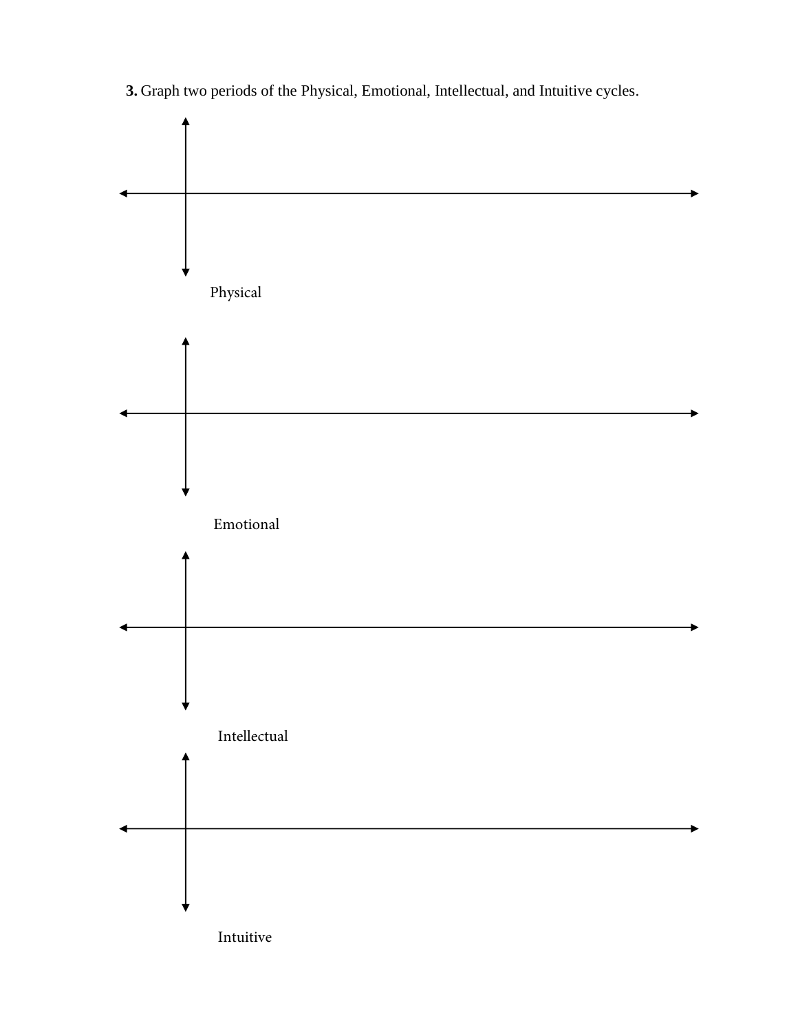**3.** Graph two periods of the Physical, Emotional, Intellectual, and Intuitive cycles.

Physical

Emotional

Intellectual

Intuitive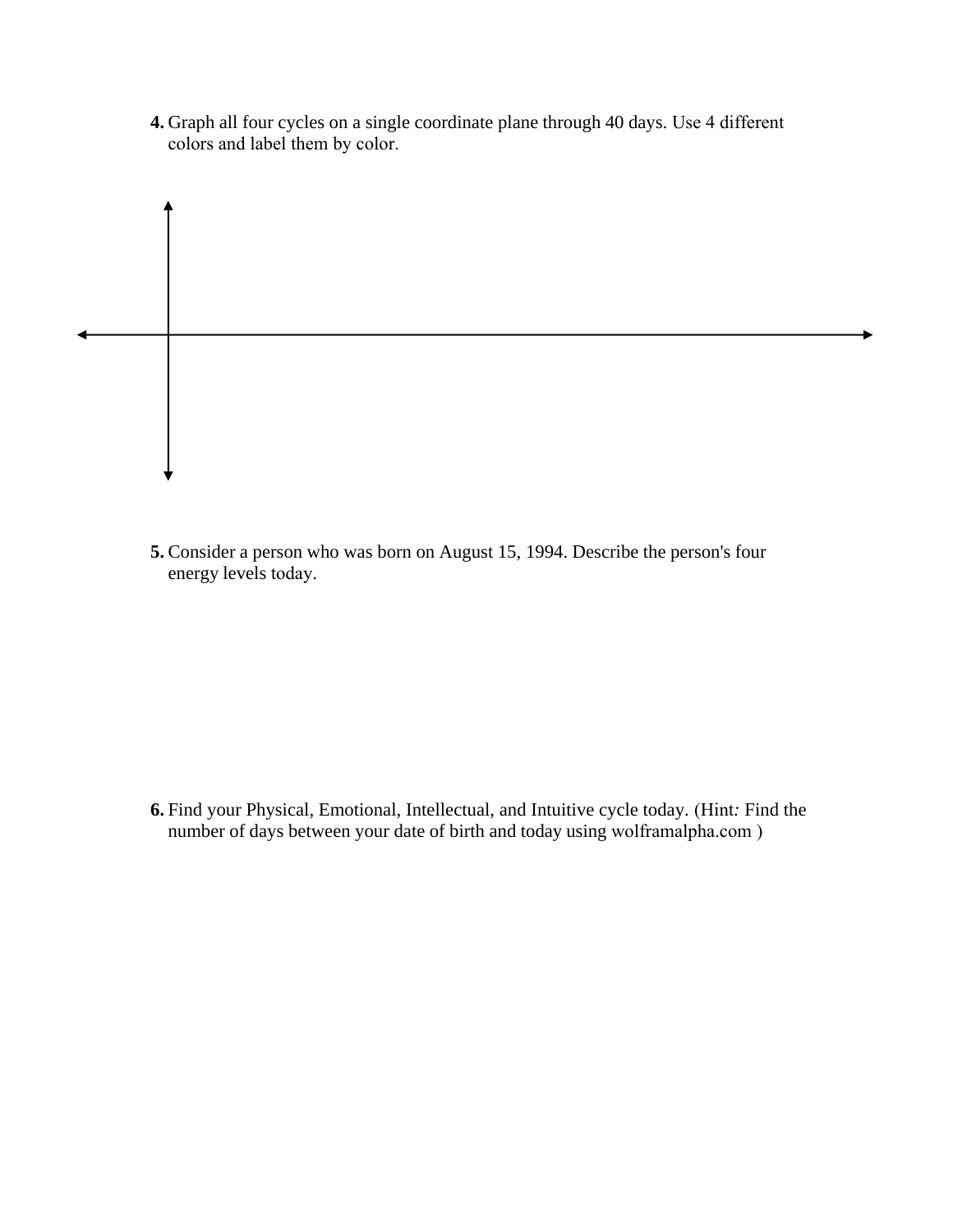**4.** Graph all four cycles on a single coordinate plane through 40 days. Use 4 different colors and label them by color.

**5.** Consider a person who was born on August 15, 1994. Describe the person's four energy levels today.

**6.** Find your Physical, Emotional, Intellectual, and Intuitive cycle today. (Hint*:* Find the number of days between your date of birth and today using wolframalpha.com )